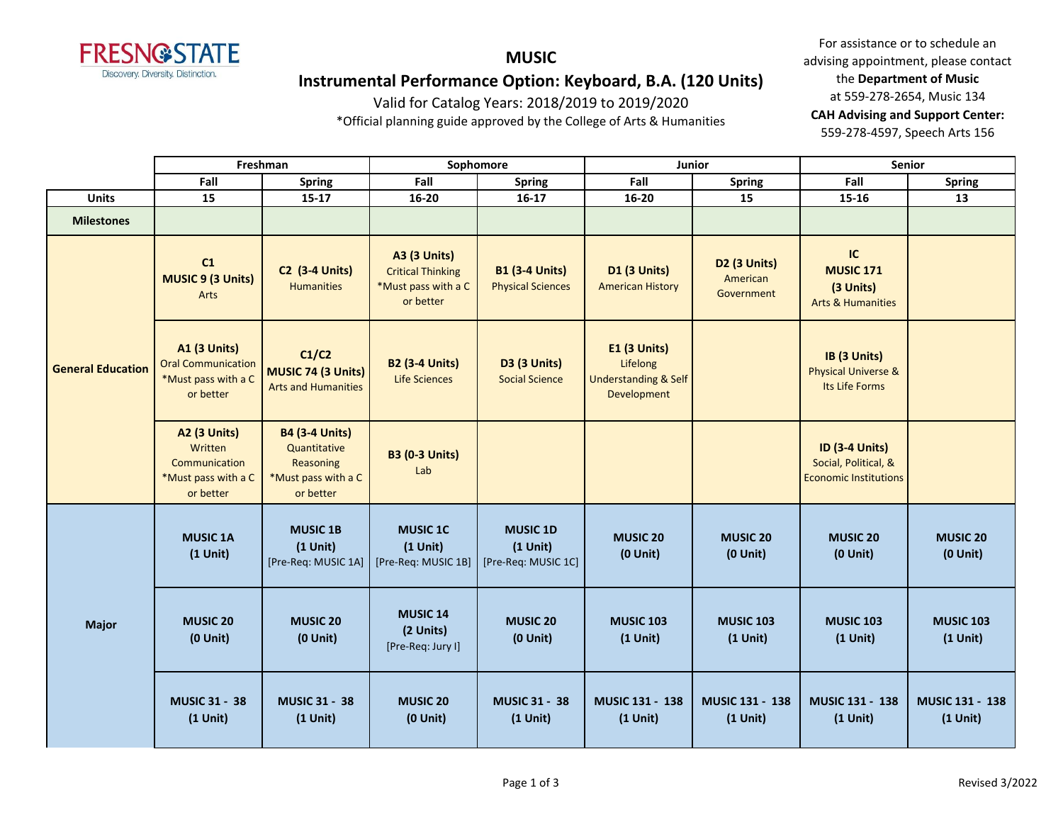# MUSIC

## Instrumental Performance Option: Keyboard, B.A. (120 Units)

Valid for Catalog Years: 2018/2019 to 2019/2020

*Official planning guide approved by the College of Arts & Humanities

For assistance or to schedule an advising appointment, please contact the **Department of Music** at 559-278-2654, Music 134

**CAH Advising and Support Center:** 559-278-4597, Speech Arts 156

| | Freshman | | Sophomore | | Junior | | Senior | |
|---|---|---|---|---|---|---|---|---|
| | **Fall** | **Spring** | **Fall** | **Spring** | **Fall** | **Spring** | **Fall** | **Spring** |
| **Units** | **15** | **15-17** | **16-20** | **16-17** | **16-20** | **15** | **15-16** | **13** |
| **Milestones** | | | | | | | | |
| **General Education** | **C1 MUSIC 9 (3 Units)** Arts | **C2 (3-4 Units)** Humanities | **A3 (3 Units)** Critical Thinking *Must pass with a C or better | **B1 (3-4 Units)** Physical Sciences | **D1 (3 Units)** American History | **D2 (3 Units)** American Government | **IC MUSIC 171 (3 Units)** Arts & Humanities | |
| | **A1 (3 Units)** Oral Communication *Must pass with a C or better | **C1/C2 MUSIC 74 (3 Units)** Arts and Humanities | **B2 (3-4 Units)** Life Sciences | **D3 (3 Units)** Social Science | **E1 (3 Units)** Lifelong Understanding & Self Development | | **IB (3 Units)** Physical Universe & Its Life Forms | |
| | **A2 (3 Units)** Written Communication *Must pass with a C or better | **B4 (3-4 Units)** Quantitative Reasoning *Must pass with a C or better | **B3 (0-3 Units)** Lab | | | | **ID (3-4 Units)** Social, Political, & Economic Institutions | |
| **Major** | **MUSIC 1A (1 Unit)** | **MUSIC 1B (1 Unit)** [Pre-Req: MUSIC 1A] | **MUSIC 1C (1 Unit)** [Pre-Req: MUSIC 1B] | **MUSIC 1D (1 Unit)** [Pre-Req: MUSIC 1C] | **MUSIC 20 (0 Unit)** | **MUSIC 20 (0 Unit)** | **MUSIC 20 (0 Unit)** | **MUSIC 20 (0 Unit)** |
| | **MUSIC 20 (0 Unit)** | **MUSIC 20 (0 Unit)** | **MUSIC 14 (2 Units)** [Pre-Req: Jury I] | **MUSIC 20 (0 Unit)** | **MUSIC 103 (1 Unit)** | **MUSIC 103 (1 Unit)** | **MUSIC 103 (1 Unit)** | **MUSIC 103 (1 Unit)** |
| | **MUSIC 31 - 38 (1 Unit)** | **MUSIC 31 - 38 (1 Unit)** | **MUSIC 20 (0 Unit)** | **MUSIC 31 - 38 (1 Unit)** | **MUSIC 131 - 138 (1 Unit)** | **MUSIC 131 - 138 (1 Unit)** | **MUSIC 131 - 138 (1 Unit)** | **MUSIC 131 - 138 (1 Unit)** |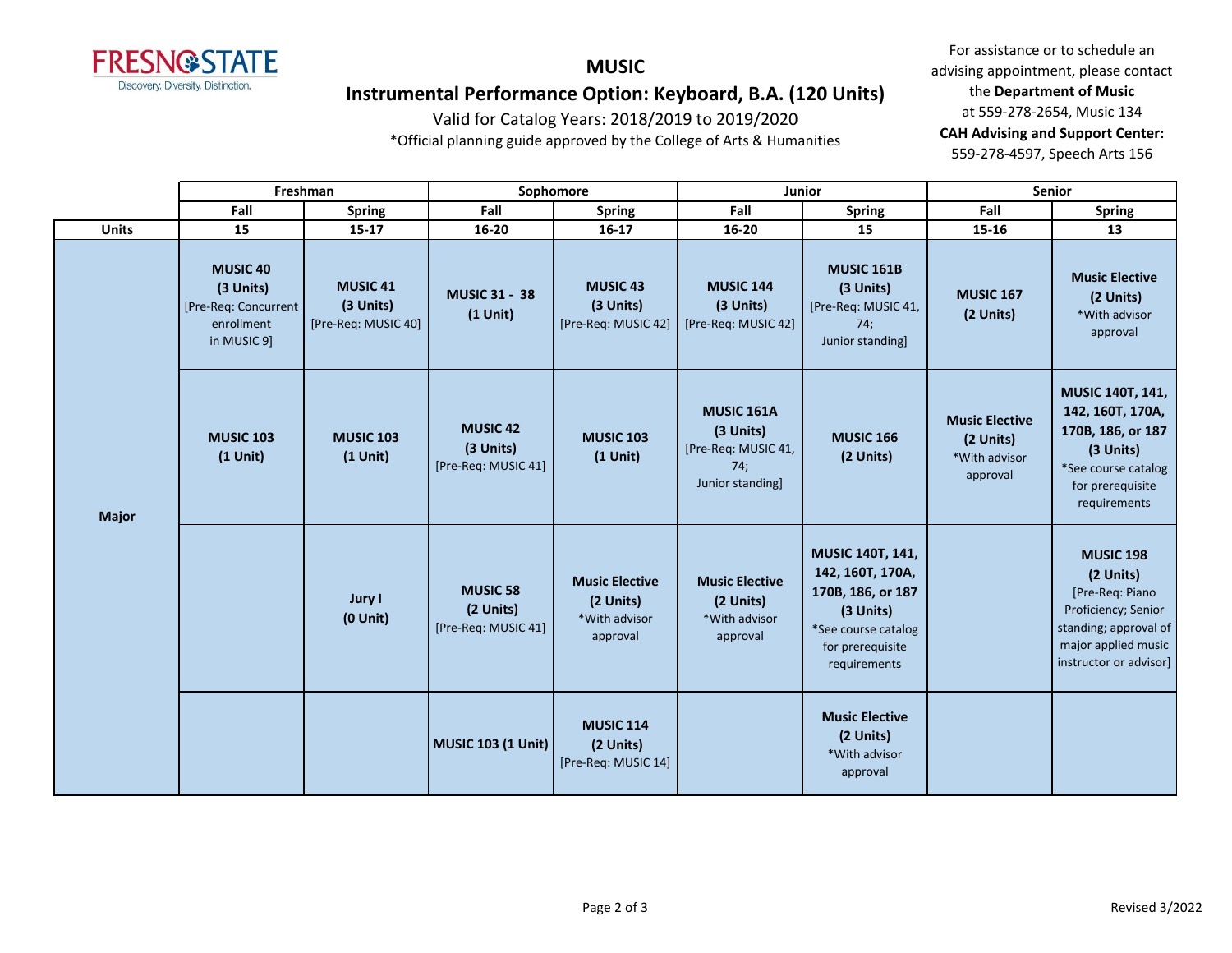# MUSIC

## Instrumental Performance Option: Keyboard, B.A. (120 Units)

Valid for Catalog Years: 2018/2019 to 2019/2020

*Official planning guide approved by the College of Arts & Humanities

For assistance or to schedule an advising appointment, please contact the **Department of Music** at 559-278-2654, Music 134

**CAH Advising and Support Center:** 559-278-4597, Speech Arts 156

| | Freshman | | Sophomore | | Junior | | Senior | |
|---|---|---|---|---|---|---|---|---|
| | Fall | Spring | Fall | Spring | Fall | Spring | Fall | Spring |
| **Units** | 15 | 15-17 | 16-20 | 16-17 | 16-20 | 15 | 15-16 | 13 |
| **Major** | **MUSIC 40 (3 Units)** [Pre-Req: Concurrent enrollment in MUSIC 9] | **MUSIC 41 (3 Units)** [Pre-Req: MUSIC 40] | **MUSIC 31 - 38 (1 Unit)** | **MUSIC 43 (3 Units)** [Pre-Req: MUSIC 42] | **MUSIC 144 (3 Units)** [Pre-Req: MUSIC 42] | **MUSIC 161B (3 Units)** [Pre-Req: MUSIC 41, 74; Junior standing] | **MUSIC 167 (2 Units)** | **Music Elective (2 Units)** *With advisor approval |
| | **MUSIC 103 (1 Unit)** | **MUSIC 103 (1 Unit)** | **MUSIC 42 (3 Units)** [Pre-Req: MUSIC 41] | **MUSIC 103 (1 Unit)** | **MUSIC 161A (3 Units)** [Pre-Req: MUSIC 41, 74; Junior standing] | **MUSIC 166 (2 Units)** | **Music Elective (2 Units)** *With advisor approval | **MUSIC 140T, 141, 142, 160T, 170A, 170B, 186, or 187 (3 Units)** *See course catalog for prerequisite requirements |
| | | **Jury I (0 Unit)** | **MUSIC 58 (2 Units)** [Pre-Req: MUSIC 41] | **Music Elective (2 Units)** *With advisor approval | **Music Elective (2 Units)** *With advisor approval | **MUSIC 140T, 141, 142, 160T, 170A, 170B, 186, or 187 (3 Units)** *See course catalog for prerequisite requirements | | **MUSIC 198 (2 Units)** [Pre-Req: Piano Proficiency; Senior standing; approval of major applied music instructor or advisor] |
| | | | **MUSIC 103 (1 Unit)** | **MUSIC 114 (2 Units)** [Pre-Req: MUSIC 14] | | **Music Elective (2 Units)** *With advisor approval | | |

Revised 3/2022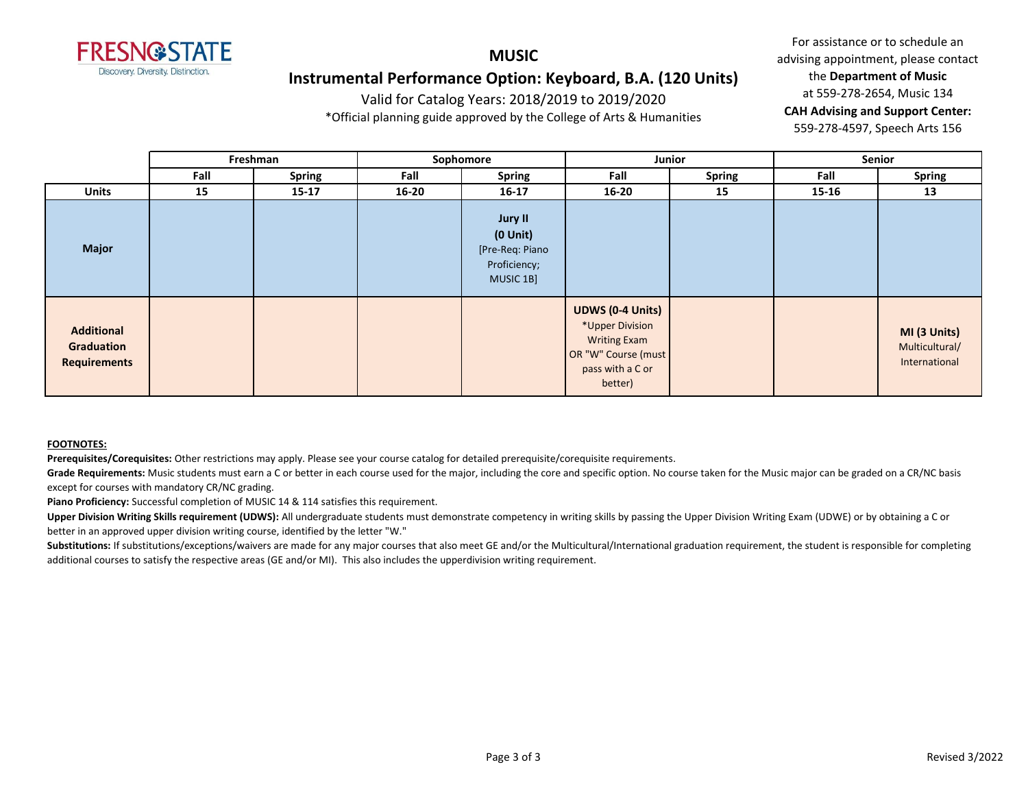# MUSIC

## Instrumental Performance Option: Keyboard, B.A. (120 Units)

Valid for Catalog Years: 2018/2019 to 2019/2020

*Official planning guide approved by the College of Arts & Humanities

For assistance or to schedule an advising appointment, please contact the **Department of Music** at 559-278-2654, Music 134

**CAH Advising and Support Center:** 559-278-4597, Speech Arts 156

| | Freshman | | Sophomore | | Junior | | Senior | |
|---|---|---|---|---|---|---|---|---|
| | **Fall** | **Spring** | **Fall** | **Spring** | **Fall** | **Spring** | **Fall** | **Spring** |
| **Units** | **15** | **15-17** | **16-20** | **16-17** | **16-20** | **15** | **15-16** | **13** |
| **Major** | | | | **Jury II (0 Unit)** [Pre-Req: Piano Proficiency; MUSIC 1B] | | | | |
| **Additional Graduation Requirements** | | | | | **UDWS (0-4 Units)** *Upper Division Writing Exam OR "W" Course (must pass with a C or better) | | | **MI (3 Units)** Multicultural/ International |

**FOOTNOTES:**

**Prerequisites/Corequisites:** Other restrictions may apply. Please see your course catalog for detailed prerequisite/corequisite requirements.

**Grade Requirements:** Music students must earn a C or better in each course used for the major, including the core and specific option. No course taken for the Music major can be graded on a CR/NC basis except for courses with mandatory CR/NC grading.

**Piano Proficiency:** Successful completion of MUSIC 14 & 114 satisfies this requirement.

**Upper Division Writing Skills requirement (UDWS):** All undergraduate students must demonstrate competency in writing skills by passing the Upper Division Writing Exam (UDWE) or by obtaining a C or better in an approved upper division writing course, identified by the letter "W."

**Substitutions:** If substitutions/exceptions/waivers are made for any major courses that also meet GE and/or the Multicultural/International graduation requirement, the student is responsible for completing additional courses to satisfy the respective areas (GE and/or MI). This also includes the upperdivision writing requirement.

Revised 3/2022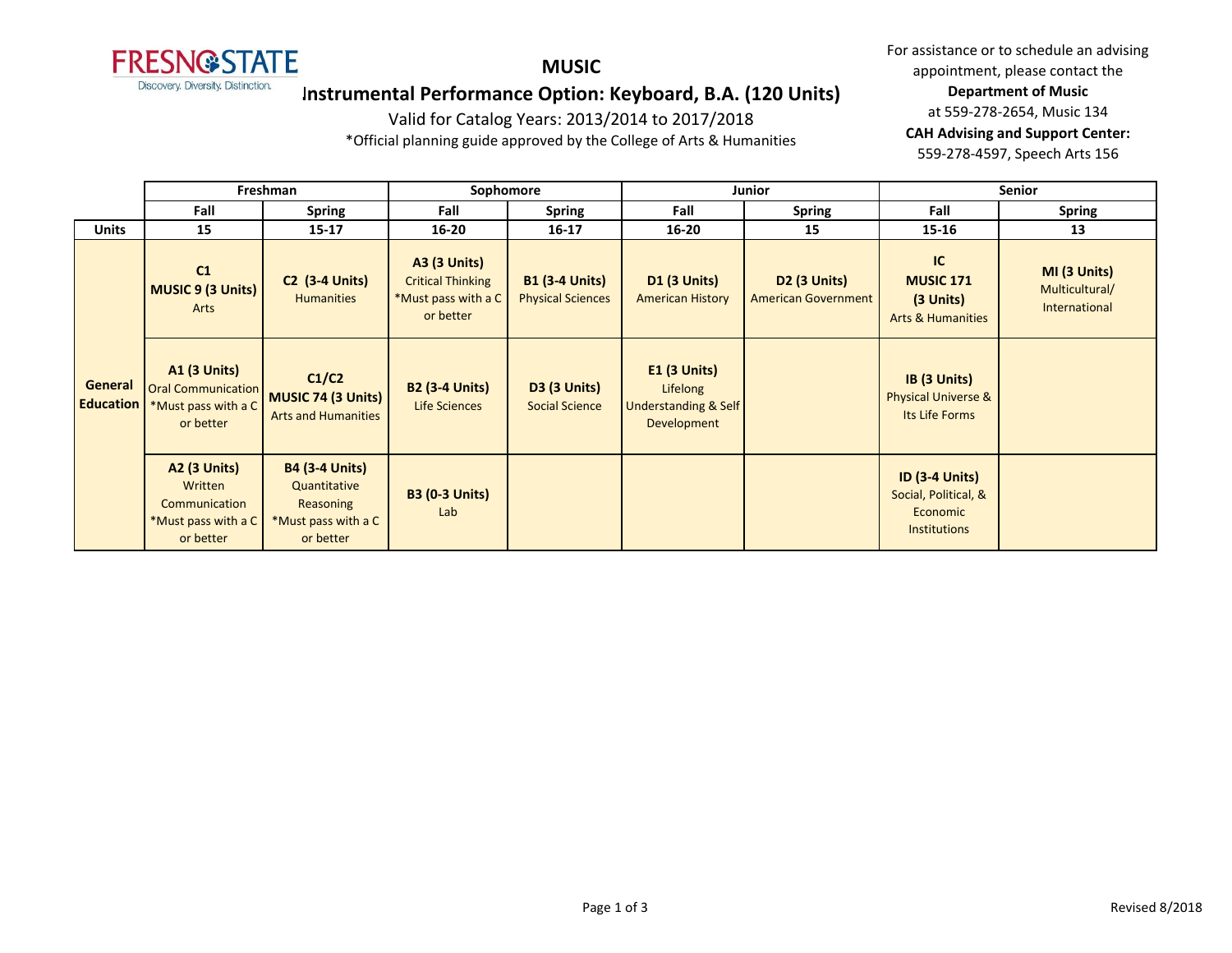# MUSIC

## Instrumental Performance Option: Keyboard, B.A. (120 Units)

Valid for Catalog Years: 2013/2014 to 2017/2018

*Official planning guide approved by the College of Arts & Humanities

For assistance or to schedule an advising appointment, please contact the **Department of Music** at 559-278-2654, Music 134

**CAH Advising and Support Center:** 559-278-4597, Speech Arts 156

| | Freshman | | Sophomore | | Junior | | Senior | |
|---|---|---|---|---|---|---|---|---|
| | **Fall** | **Spring** | **Fall** | **Spring** | **Fall** | **Spring** | **Fall** | **Spring** |
| **Units** | **15** | **15-17** | **16-20** | **16-17** | **16-20** | **15** | **15-16** | **13** |
| **General Education** | **C1 MUSIC 9 (3 Units)** Arts | **C2 (3-4 Units)** Humanities | **A3 (3 Units)** Critical Thinking *Must pass with a C or better | **B1 (3-4 Units)** Physical Sciences | **D1 (3 Units)** American History | **D2 (3 Units)** American Government | **IC MUSIC 171 (3 Units)** Arts & Humanities | **MI (3 Units)** Multicultural/ International |
| | **A1 (3 Units)** Oral Communication *Must pass with a C or better | **C1/C2 MUSIC 74 (3 Units)** Arts and Humanities | **B2 (3-4 Units)** Life Sciences | **D3 (3 Units)** Social Science | **E1 (3 Units)** Lifelong Understanding & Self Development | | **IB (3 Units)** Physical Universe & Its Life Forms | |
| | **A2 (3 Units)** Written Communication *Must pass with a C or better | **B4 (3-4 Units)** Quantitative Reasoning *Must pass with a C or better | **B3 (0-3 Units)** Lab | | | | **ID (3-4 Units)** Social, Political, & Economic Institutions | |

Revised 8/2018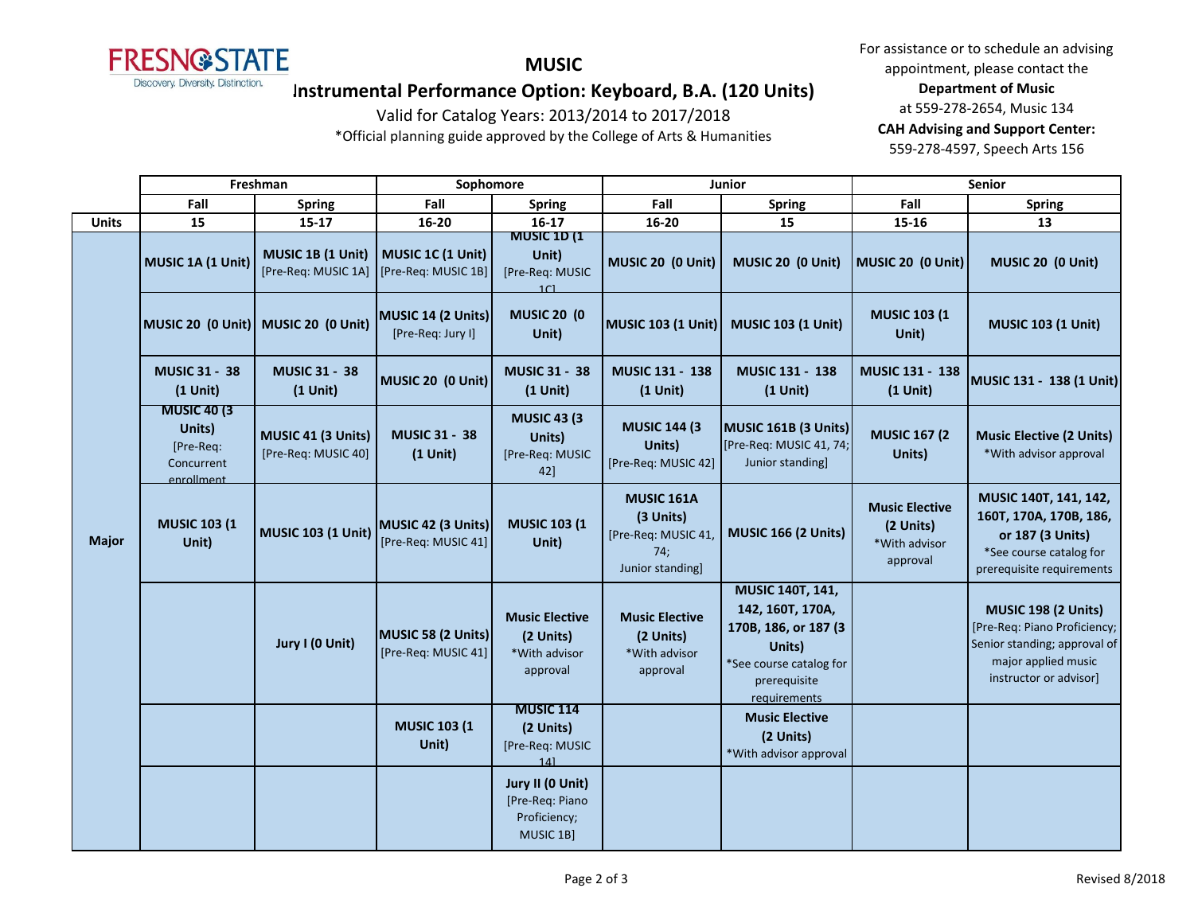# MUSIC

## Instrumental Performance Option: Keyboard, B.A. (120 Units)

Valid for Catalog Years: 2013/2014 to 2017/2018

*Official planning guide approved by the College of Arts & Humanities

For assistance or to schedule an advising appointment, please contact the **Department of Music** at 559-278-2654, Music 134

**CAH Advising and Support Center:** 559-278-4597, Speech Arts 156

| | Freshman | | Sophomore | | Junior | | Senior | |
|---|---|---|---|---|---|---|---|---|
| | Fall | Spring | Fall | Spring | Fall | Spring | Fall | Spring |
| **Units** | 15 | 15-17 | 16-20 | 16-17 | 16-20 | 15 | 15-16 | 13 |
| **Major** | **MUSIC 1A (1 Unit)** | **MUSIC 1B (1 Unit)** [Pre-Req: MUSIC 1A] | **MUSIC 1C (1 Unit)** [Pre-Req: MUSIC 1B] | **MUSIC 1D (1 Unit)** [Pre-Req: MUSIC 1C] | **MUSIC 20 (0 Unit)** | **MUSIC 20 (0 Unit)** | **MUSIC 20 (0 Unit)** | **MUSIC 20 (0 Unit)** |
| | **MUSIC 20 (0 Unit)** | **MUSIC 20 (0 Unit)** | **MUSIC 14 (2 Units)** [Pre-Req: Jury I] | **MUSIC 20 (0 Unit)** | **MUSIC 103 (1 Unit)** | **MUSIC 103 (1 Unit)** | **MUSIC 103 (1 Unit)** | **MUSIC 103 (1 Unit)** |
| | **MUSIC 31 - 38 (1 Unit)** | **MUSIC 31 - 38 (1 Unit)** | **MUSIC 20 (0 Unit)** | **MUSIC 31 - 38 (1 Unit)** | **MUSIC 131 - 138 (1 Unit)** | **MUSIC 131 - 138 (1 Unit)** | **MUSIC 131 - 138 (1 Unit)** | **MUSIC 131 - 138 (1 Unit)** |
| | **MUSIC 40 (3 Units)** [Pre-Req: Concurrent enrollment | **MUSIC 41 (3 Units)** [Pre-Req: MUSIC 40] | **MUSIC 31 - 38 (1 Unit)** | **MUSIC 43 (3 Units)** [Pre-Req: MUSIC 42] | **MUSIC 144 (3 Units)** [Pre-Req: MUSIC 42] | **MUSIC 161B (3 Units)** [Pre-Req: MUSIC 41, 74; Junior standing] | **MUSIC 167 (2 Units)** | **Music Elective (2 Units)** *With advisor approval |
| | **MUSIC 103 (1 Unit)** | **MUSIC 103 (1 Unit)** | **MUSIC 42 (3 Units)** [Pre-Req: MUSIC 41] | **MUSIC 103 (1 Unit)** | **MUSIC 161A (3 Units)** [Pre-Req: MUSIC 41, 74; Junior standing] | **MUSIC 166 (2 Units)** | **Music Elective (2 Units)** *With advisor approval | **MUSIC 140T, 141, 142, 160T, 170A, 170B, 186, or 187 (3 Units)** *See course catalog for prerequisite requirements |
| | | **Jury I (0 Unit)** | **MUSIC 58 (2 Units)** [Pre-Req: MUSIC 41] | **Music Elective (2 Units)** *With advisor approval | **Music Elective (2 Units)** *With advisor approval | **MUSIC 140T, 141, 142, 160T, 170A, 170B, 186, or 187 (3 Units)** *See course catalog for prerequisite requirements | | **MUSIC 198 (2 Units)** [Pre-Req: Piano Proficiency; Senior standing; approval of major applied music instructor or advisor] |
| | | | **MUSIC 103 (1 Unit)** | **MUSIC 114 (2 Units)** [Pre-Req: MUSIC 14] | | **Music Elective (2 Units)** *With advisor approval | | |
| | | | | **Jury II (0 Unit)** [Pre-Req: Piano Proficiency; MUSIC 1B] | | | | |

Revised 8/2018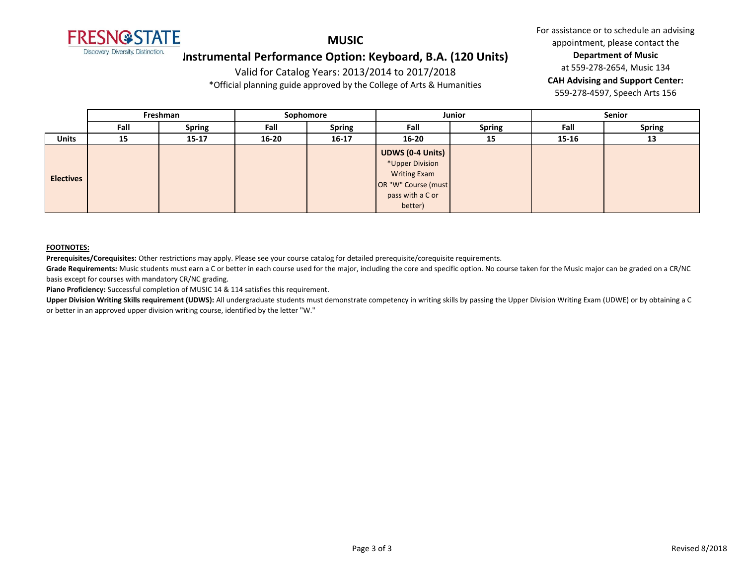# MUSIC

## Instrumental Performance Option: Keyboard, B.A. (120 Units)

Valid for Catalog Years: 2013/2014 to 2017/2018

*Official planning guide approved by the College of Arts & Humanities

For assistance or to schedule an advising appointment, please contact the **Department of Music** at 559-278-2654, Music 134
**CAH Advising and Support Center:** 559-278-4597, Speech Arts 156

| | Freshman | | Sophomore | | Junior | | Senior | |
|---|---|---|---|---|---|---|---|---|
| | **Fall** | **Spring** | **Fall** | **Spring** | **Fall** | **Spring** | **Fall** | **Spring** |
| **Units** | **15** | **15-17** | **16-20** | **16-17** | **16-20** | **15** | **15-16** | **13** |
| **Electives** | | | | | **UDWS (0-4 Units)** *Upper Division Writing Exam OR "W" Course (must pass with a C or better) | | | |

**FOOTNOTES:**

**Prerequisites/Corequisites:** Other restrictions may apply. Please see your course catalog for detailed prerequisite/corequisite requirements.

**Grade Requirements:** Music students must earn a C or better in each course used for the major, including the core and specific option. No course taken for the Music major can be graded on a CR/NC basis except for courses with mandatory CR/NC grading.

**Piano Proficiency:** Successful completion of MUSIC 14 & 114 satisfies this requirement.

**Upper Division Writing Skills requirement (UDWS):** All undergraduate students must demonstrate competency in writing skills by passing the Upper Division Writing Exam (UDWE) or by obtaining a C or better in an approved upper division writing course, identified by the letter "W."

Revised 8/2018